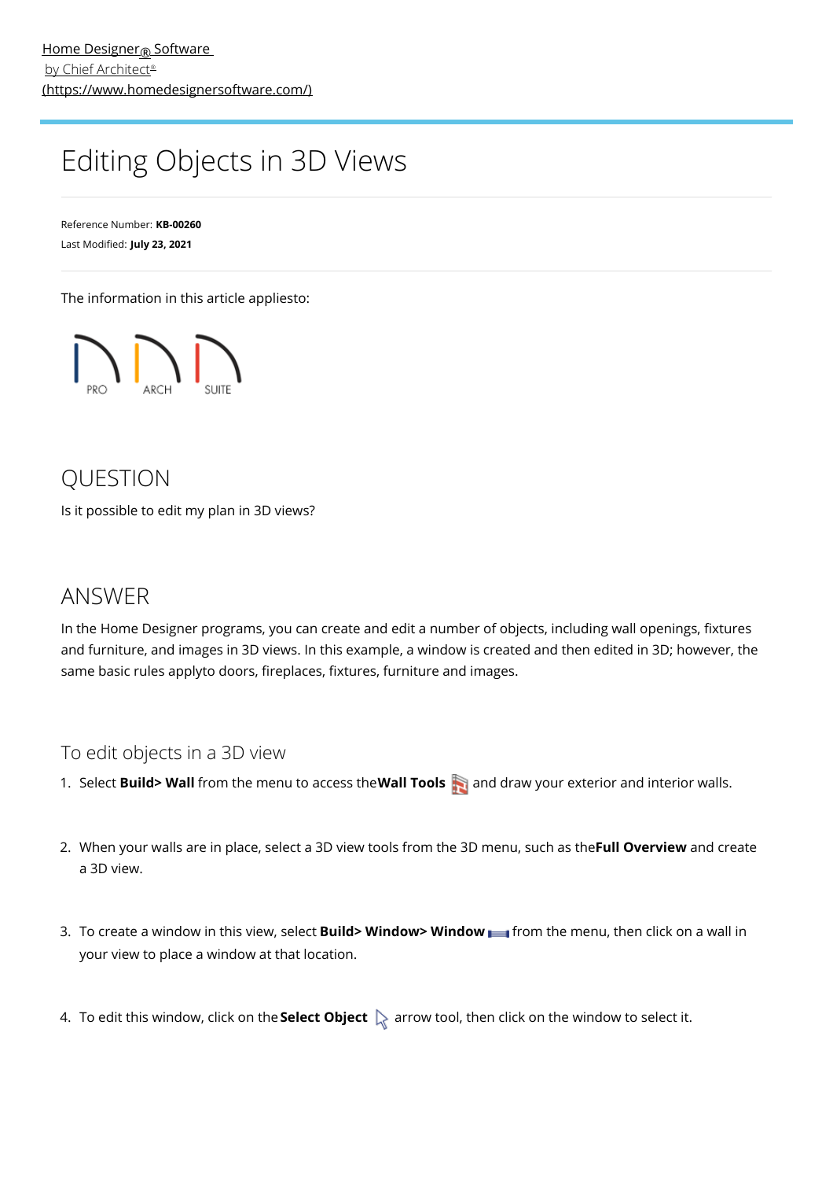Home Designer® Software
by Chief Architect®
(https://www.homedesignersoftware.com/)

# Editing Objects in 3D Views

Reference Number: **KB-00260**
Last Modified: **July 23, 2021**

The information in this article appliesto:

PRO ARCH SUITE

## QUESTION

Is it possible to edit my plan in 3D views?

## ANSWER

In the Home Designer programs, you can create and edit a number of objects, including wall openings, fixtures and furniture, and images in 3D views. In this example, a window is created and then edited in 3D; however, the same basic rules applyto doors, fireplaces, fixtures, furniture and images.

### To edit objects in a 3D view

1. Select **Build> Wall** from the menu to access the**Wall Tools** and draw your exterior and interior walls.

2. When your walls are in place, select a 3D view tools from the 3D menu, such as the**Full Overview** and create a 3D view.

3. To create a window in this view, select **Build> Window> Window** from the menu, then click on a wall in your view to place a window at that location.

4. To edit this window, click on the **Select Object** arrow tool, then click on the window to select it.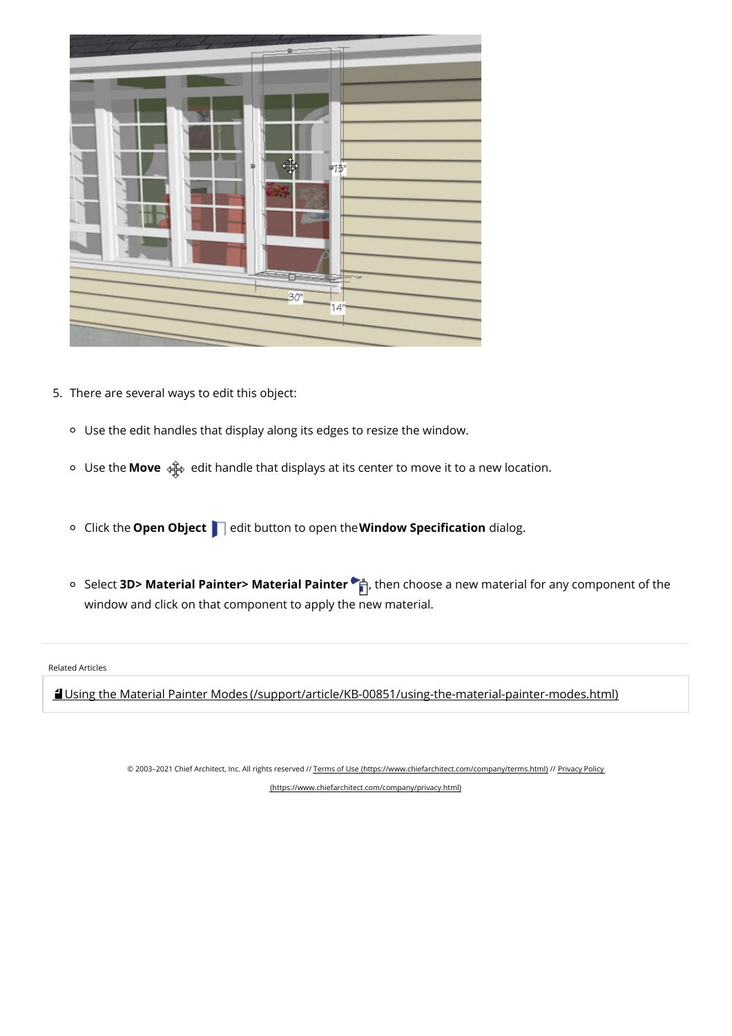5. There are several ways to edit this object:

    - Use the edit handles that display along its edges to resize the window.
    - Use the **Move** edit handle that displays at its center to move it to a new location.
    - Click the **Open Object** edit button to open the **Window Specification** dialog.
    - Select **3D> Material Painter> Material Painter**, then choose a new material for any component of the window and click on that component to apply the new material.

Related Articles

[Using the Material Painter Modes (/support/article/KB-00851/using-the-material-painter-modes.html)](/support/article/KB-00851/using-the-material-painter-modes.html)

© 2003–2021 Chief Architect, Inc. All rights reserved // Terms of Use (https://www.chiefarchitect.com/company/terms.html) // Privacy Policy (https://www.chiefarchitect.com/company/privacy.html)